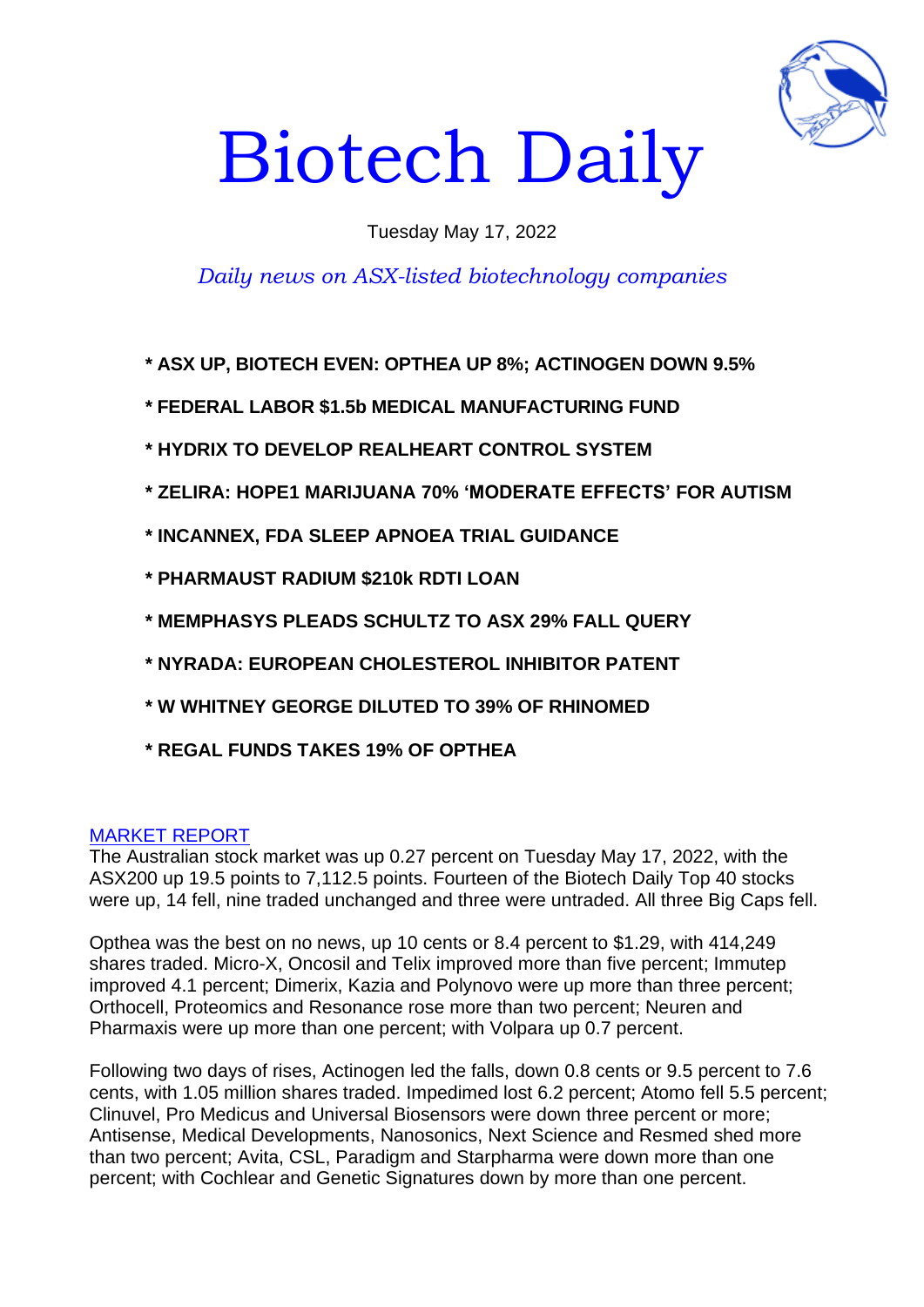# Biotech Daily

Tuesday May 17, 2022

*Daily news on ASX-listed biotechnology companies*

**\* ASX UP, BIOTECH EVEN: OPTHEA UP 8%; ACTINOGEN DOWN 9.5%**

**\* FEDERAL LABOR $1.5b MEDICAL MANUFACTURING FUND**

**\* HYDRIX TO DEVELOP REALHEART CONTROL SYSTEM**

**\* ZELIRA: HOPE1 MARIJUANA 70% 'MODERATE EFFECTS' FOR AUTISM**

**\* INCANNEX, FDA SLEEP APNOEA TRIAL GUIDANCE**

**\* PHARMAUST RADIUM $210k RDTI LOAN**

**\* MEMPHASYS PLEADS SCHULTZ TO ASX 29% FALL QUERY**

**\* NYRADA: EUROPEAN CHOLESTEROL INHIBITOR PATENT**

**\* W WHITNEY GEORGE DILUTED TO 39% OF RHINOMED**

**\* REGAL FUNDS TAKES 19% OF OPTHEA**

## MARKET REPORT

The Australian stock market was up 0.27 percent on Tuesday May 17, 2022, with the ASX200 up 19.5 points to 7,112.5 points. Fourteen of the Biotech Daily Top 40 stocks were up, 14 fell, nine traded unchanged and three were untraded. All three Big Caps fell.

Opthea was the best on no news, up 10 cents or 8.4 percent to $1.29, with 414,249 shares traded. Micro-X, Oncosil and Telix improved more than five percent; Immutep improved 4.1 percent; Dimerix, Kazia and Polynovo were up more than three percent; Orthocell, Proteomics and Resonance rose more than two percent; Neuren and Pharmaxis were up more than one percent; with Volpara up 0.7 percent.

Following two days of rises, Actinogen led the falls, down 0.8 cents or 9.5 percent to 7.6 cents, with 1.05 million shares traded. Impedimed lost 6.2 percent; Atomo fell 5.5 percent; Clinuvel, Pro Medicus and Universal Biosensors were down three percent or more; Antisense, Medical Developments, Nanosonics, Next Science and Resmed shed more than two percent; Avita, CSL, Paradigm and Starpharma were down more than one percent; with Cochlear and Genetic Signatures down by more than one percent.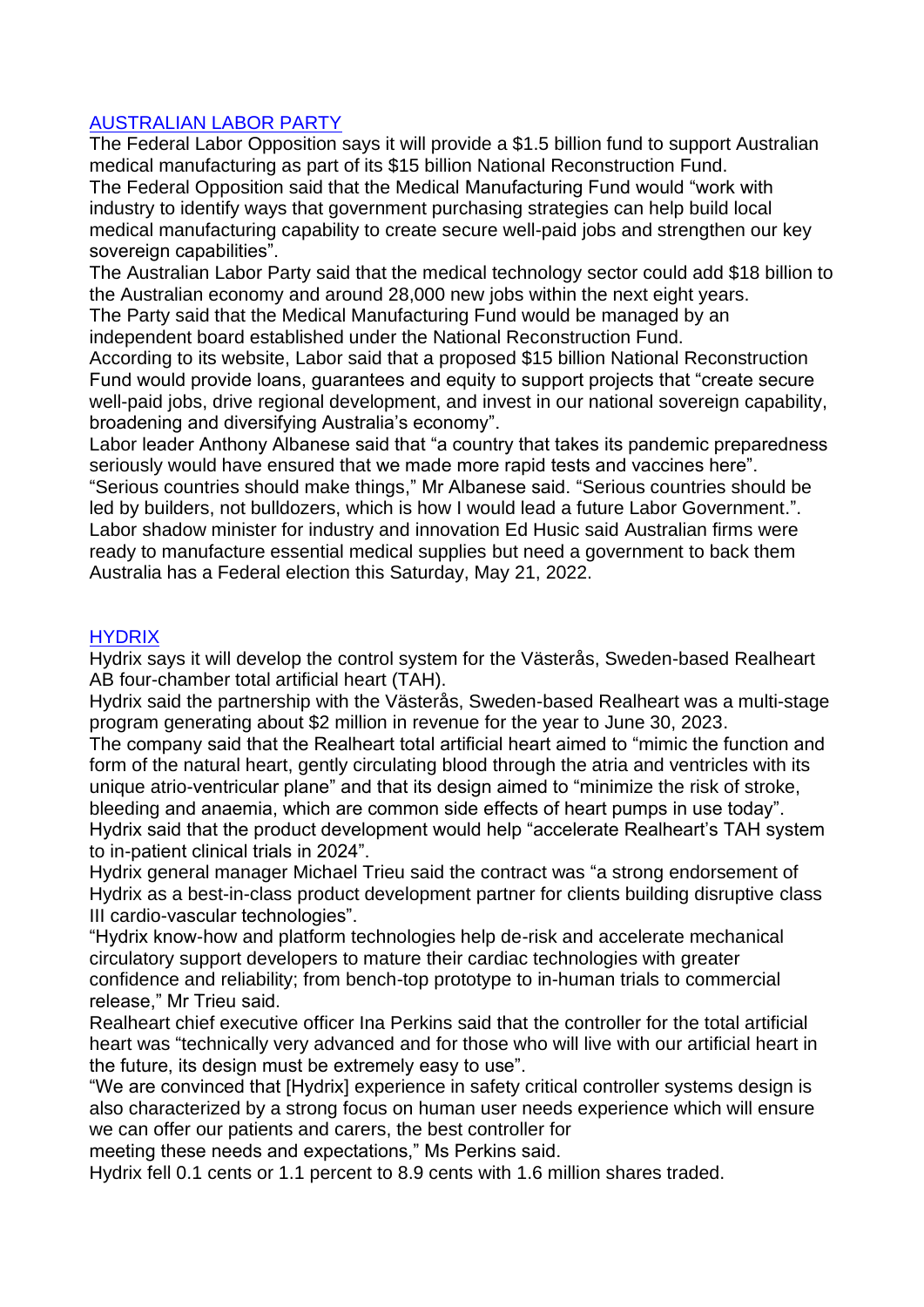[AUSTRALIAN LABOR PARTY]

The Federal Labor Opposition says it will provide a $1.5 billion fund to support Australian medical manufacturing as part of its $15 billion National Reconstruction Fund.

The Federal Opposition said that the Medical Manufacturing Fund would "work with industry to identify ways that government purchasing strategies can help build local medical manufacturing capability to create secure well-paid jobs and strengthen our key sovereign capabilities".

The Australian Labor Party said that the medical technology sector could add $18 billion to the Australian economy and around 28,000 new jobs within the next eight years.

The Party said that the Medical Manufacturing Fund would be managed by an independent board established under the National Reconstruction Fund.

According to its website, Labor said that a proposed $15 billion National Reconstruction Fund would provide loans, guarantees and equity to support projects that "create secure well-paid jobs, drive regional development, and invest in our national sovereign capability, broadening and diversifying Australia's economy".

Labor leader Anthony Albanese said that "a country that takes its pandemic preparedness seriously would have ensured that we made more rapid tests and vaccines here".

"Serious countries should make things," Mr Albanese said. "Serious countries should be led by builders, not bulldozers, which is how I would lead a future Labor Government.".

Labor shadow minister for industry and innovation Ed Husic said Australian firms were ready to manufacture essential medical supplies but need a government to back them

Australia has a Federal election this Saturday, May 21, 2022.

[HYDRIX]

Hydrix says it will develop the control system for the Västerås, Sweden-based Realheart AB four-chamber total artificial heart (TAH).

Hydrix said the partnership with the Västerås, Sweden-based Realheart was a multi-stage program generating about $2 million in revenue for the year to June 30, 2023.

The company said that the Realheart total artificial heart aimed to "mimic the function and form of the natural heart, gently circulating blood through the atria and ventricles with its unique atrio-ventricular plane" and that its design aimed to "minimize the risk of stroke, bleeding and anaemia, which are common side effects of heart pumps in use today".

Hydrix said that the product development would help "accelerate Realheart's TAH system to in-patient clinical trials in 2024".

Hydrix general manager Michael Trieu said the contract was "a strong endorsement of Hydrix as a best-in-class product development partner for clients building disruptive class III cardio-vascular technologies".

"Hydrix know-how and platform technologies help de-risk and accelerate mechanical circulatory support developers to mature their cardiac technologies with greater confidence and reliability; from bench-top prototype to in-human trials to commercial release," Mr Trieu said.

Realheart chief executive officer Ina Perkins said that the controller for the total artificial heart was "technically very advanced and for those who will live with our artificial heart in the future, its design must be extremely easy to use".

"We are convinced that [Hydrix] experience in safety critical controller systems design is also characterized by a strong focus on human user needs experience which will ensure we can offer our patients and carers, the best controller for meeting these needs and expectations," Ms Perkins said.

Hydrix fell 0.1 cents or 1.1 percent to 8.9 cents with 1.6 million shares traded.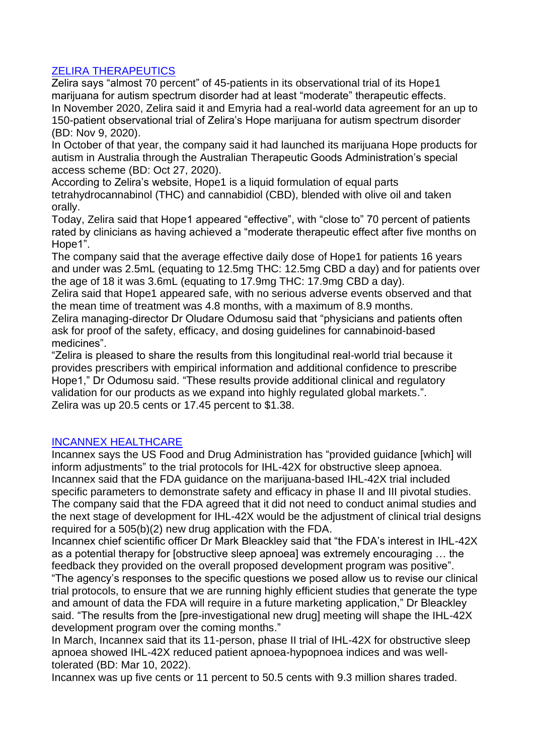## [ZELIRA THERAPEUTICS]

Zelira says “almost 70 percent” of 45-patients in its observational trial of its Hope1 marijuana for autism spectrum disorder had at least “moderate” therapeutic effects.

In November 2020, Zelira said it and Emyria had a real-world data agreement for an up to 150-patient observational trial of Zelira’s Hope marijuana for autism spectrum disorder (BD: Nov 9, 2020).

In October of that year, the company said it had launched its marijuana Hope products for autism in Australia through the Australian Therapeutic Goods Administration’s special access scheme (BD: Oct 27, 2020).

According to Zelira’s website, Hope1 is a liquid formulation of equal parts tetrahydrocannabinol (THC) and cannabidiol (CBD), blended with olive oil and taken orally.

Today, Zelira said that Hope1 appeared “effective”, with “close to” 70 percent of patients rated by clinicians as having achieved a “moderate therapeutic effect after five months on Hope1”.

The company said that the average effective daily dose of Hope1 for patients 16 years and under was 2.5mL (equating to 12.5mg THC: 12.5mg CBD a day) and for patients over the age of 18 it was 3.6mL (equating to 17.9mg THC: 17.9mg CBD a day).

Zelira said that Hope1 appeared safe, with no serious adverse events observed and that the mean time of treatment was 4.8 months, with a maximum of 8.9 months.

Zelira managing-director Dr Oludare Odumosu said that “physicians and patients often ask for proof of the safety, efficacy, and dosing guidelines for cannabinoid-based medicines”.

“Zelira is pleased to share the results from this longitudinal real-world trial because it provides prescribers with empirical information and additional confidence to prescribe Hope1,” Dr Odumosu said. “These results provide additional clinical and regulatory validation for our products as we expand into highly regulated global markets.”.

Zelira was up 20.5 cents or 17.45 percent to $1.38.

## [INCANNEX HEALTHCARE]

Incannex says the US Food and Drug Administration has “provided guidance [which] will inform adjustments” to the trial protocols for IHL-42X for obstructive sleep apnoea.

Incannex said that the FDA guidance on the marijuana-based IHL-42X trial included specific parameters to demonstrate safety and efficacy in phase II and III pivotal studies.

The company said that the FDA agreed that it did not need to conduct animal studies and the next stage of development for IHL-42X would be the adjustment of clinical trial designs required for a 505(b)(2) new drug application with the FDA.

Incannex chief scientific officer Dr Mark Bleackley said that “the FDA’s interest in IHL-42X as a potential therapy for [obstructive sleep apnoea] was extremely encouraging … the feedback they provided on the overall proposed development program was positive”.

“The agency’s responses to the specific questions we posed allow us to revise our clinical trial protocols, to ensure that we are running highly efficient studies that generate the type and amount of data the FDA will require in a future marketing application,” Dr Bleackley said. “The results from the [pre-investigational new drug] meeting will shape the IHL-42X development program over the coming months.”

In March, Incannex said that its 11-person, phase II trial of IHL-42X for obstructive sleep apnoea showed IHL-42X reduced patient apnoea-hypopnoea indices and was well-tolerated (BD: Mar 10, 2022).

Incannex was up five cents or 11 percent to 50.5 cents with 9.3 million shares traded.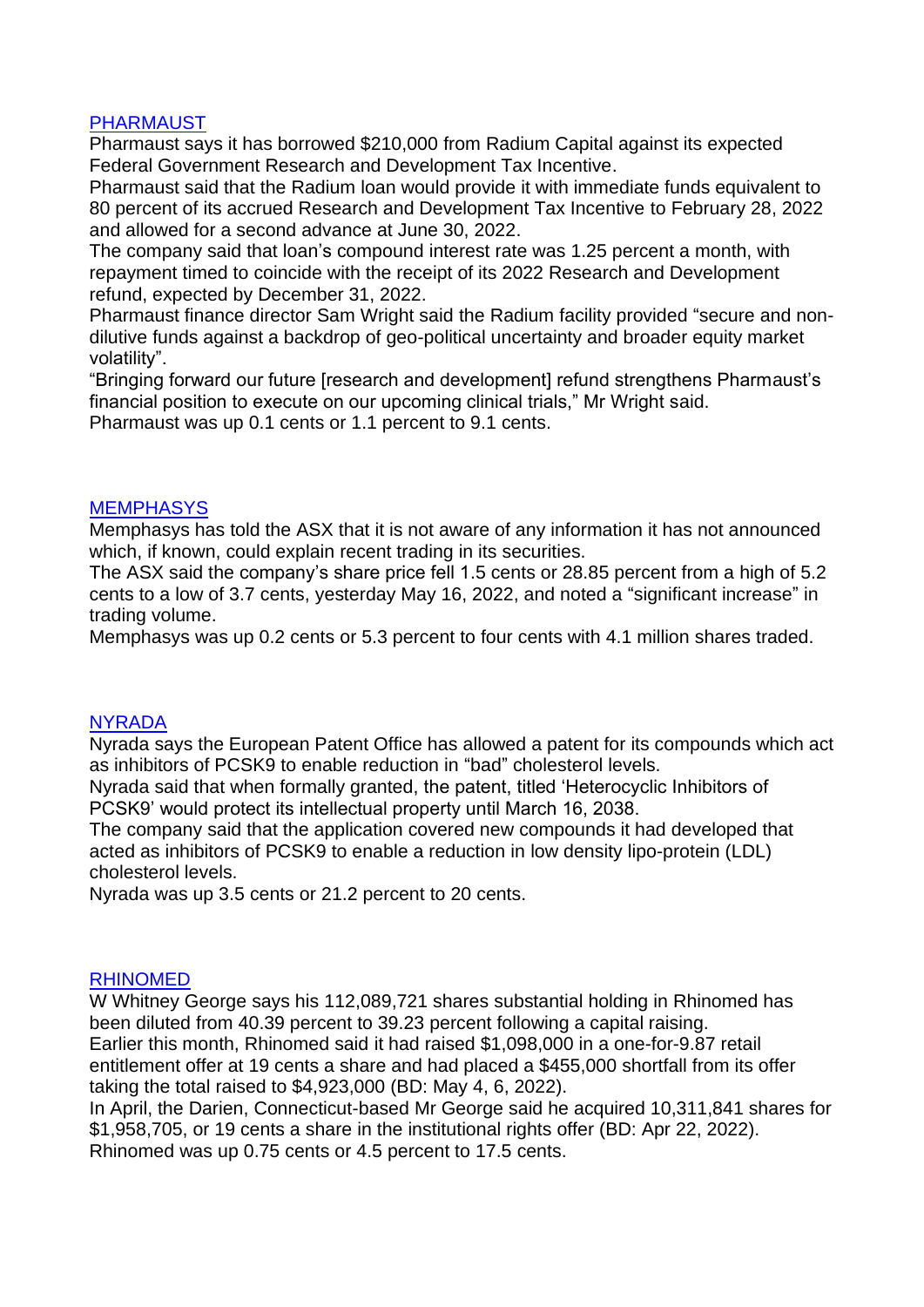## PHARMAUST

Pharmaust says it has borrowed $210,000 from Radium Capital against its expected Federal Government Research and Development Tax Incentive.

Pharmaust said that the Radium loan would provide it with immediate funds equivalent to 80 percent of its accrued Research and Development Tax Incentive to February 28, 2022 and allowed for a second advance at June 30, 2022.

The company said that loan's compound interest rate was 1.25 percent a month, with repayment timed to coincide with the receipt of its 2022 Research and Development refund, expected by December 31, 2022.

Pharmaust finance director Sam Wright said the Radium facility provided "secure and non-dilutive funds against a backdrop of geo-political uncertainty and broader equity market volatility".

"Bringing forward our future [research and development] refund strengthens Pharmaust's financial position to execute on our upcoming clinical trials," Mr Wright said.

Pharmaust was up 0.1 cents or 1.1 percent to 9.1 cents.

## MEMPHASYS

Memphasys has told the ASX that it is not aware of any information it has not announced which, if known, could explain recent trading in its securities.

The ASX said the company's share price fell 1.5 cents or 28.85 percent from a high of 5.2 cents to a low of 3.7 cents, yesterday May 16, 2022, and noted a "significant increase" in trading volume.

Memphasys was up 0.2 cents or 5.3 percent to four cents with 4.1 million shares traded.

## NYRADA

Nyrada says the European Patent Office has allowed a patent for its compounds which act as inhibitors of PCSK9 to enable reduction in "bad" cholesterol levels.

Nyrada said that when formally granted, the patent, titled 'Heterocyclic Inhibitors of PCSK9' would protect its intellectual property until March 16, 2038.

The company said that the application covered new compounds it had developed that acted as inhibitors of PCSK9 to enable a reduction in low density lipo-protein (LDL) cholesterol levels.

Nyrada was up 3.5 cents or 21.2 percent to 20 cents.

## RHINOMED

W Whitney George says his 112,089,721 shares substantial holding in Rhinomed has been diluted from 40.39 percent to 39.23 percent following a capital raising.

Earlier this month, Rhinomed said it had raised $1,098,000 in a one-for-9.87 retail entitlement offer at 19 cents a share and had placed a $455,000 shortfall from its offer taking the total raised to $4,923,000 (BD: May 4, 6, 2022).

In April, the Darien, Connecticut-based Mr George said he acquired 10,311,841 shares for $1,958,705, or 19 cents a share in the institutional rights offer (BD: Apr 22, 2022).

Rhinomed was up 0.75 cents or 4.5 percent to 17.5 cents.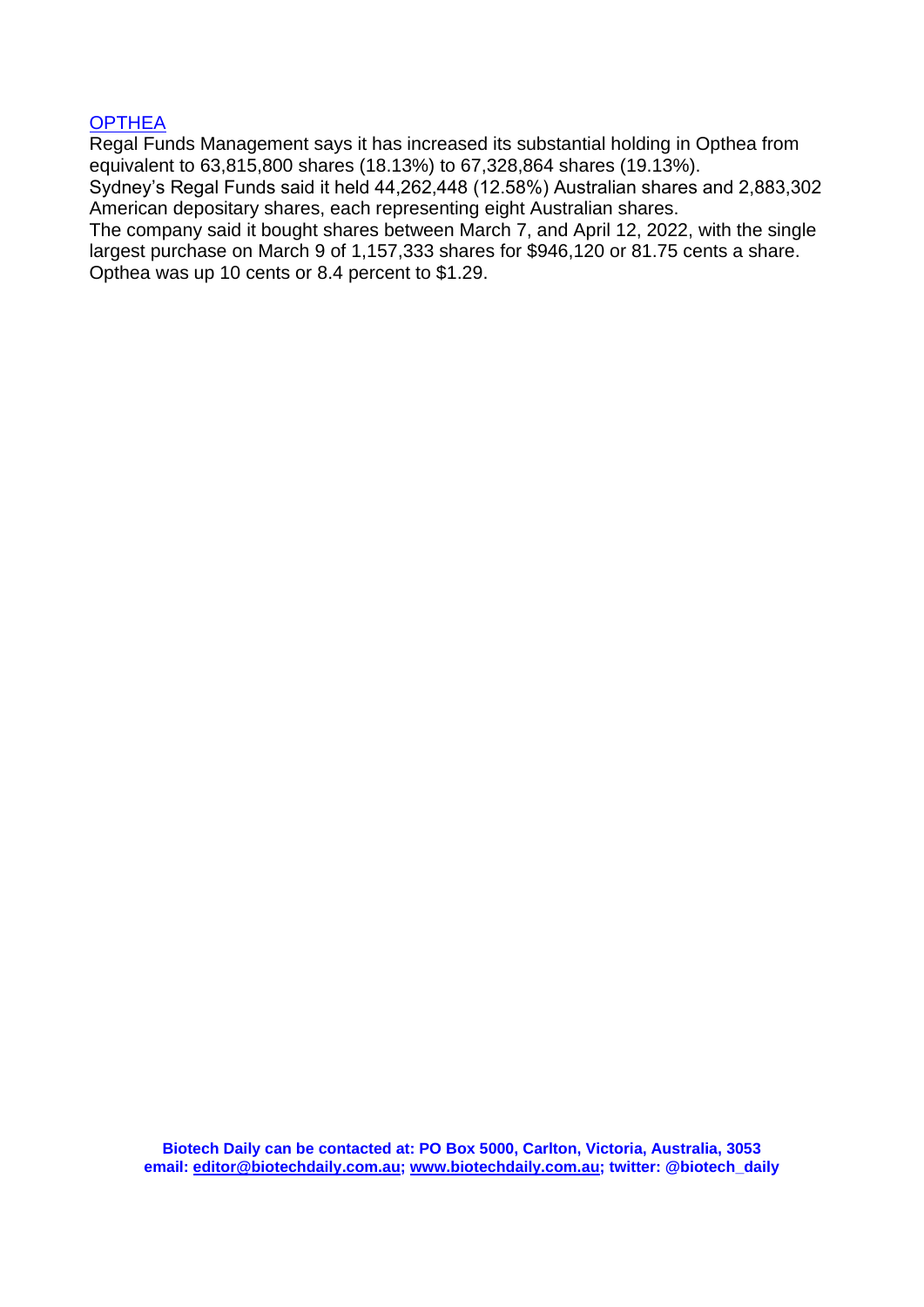[OPTHEA](#)

Regal Funds Management says it has increased its substantial holding in Opthea from equivalent to 63,815,800 shares (18.13%) to 67,328,864 shares (19.13%).

Sydney's Regal Funds said it held 44,262,448 (12.58%) Australian shares and 2,883,302 American depositary shares, each representing eight Australian shares.

The company said it bought shares between March 7, and April 12, 2022, with the single largest purchase on March 9 of 1,157,333 shares for $946,120 or 81.75 cents a share.

Opthea was up 10 cents or 8.4 percent to $1.29.

**Biotech Daily can be contacted at: PO Box 5000, Carlton, Victoria, Australia, 3053**
**email: editor@biotechdaily.com.au; www.biotechdaily.com.au; twitter: @biotech_daily**